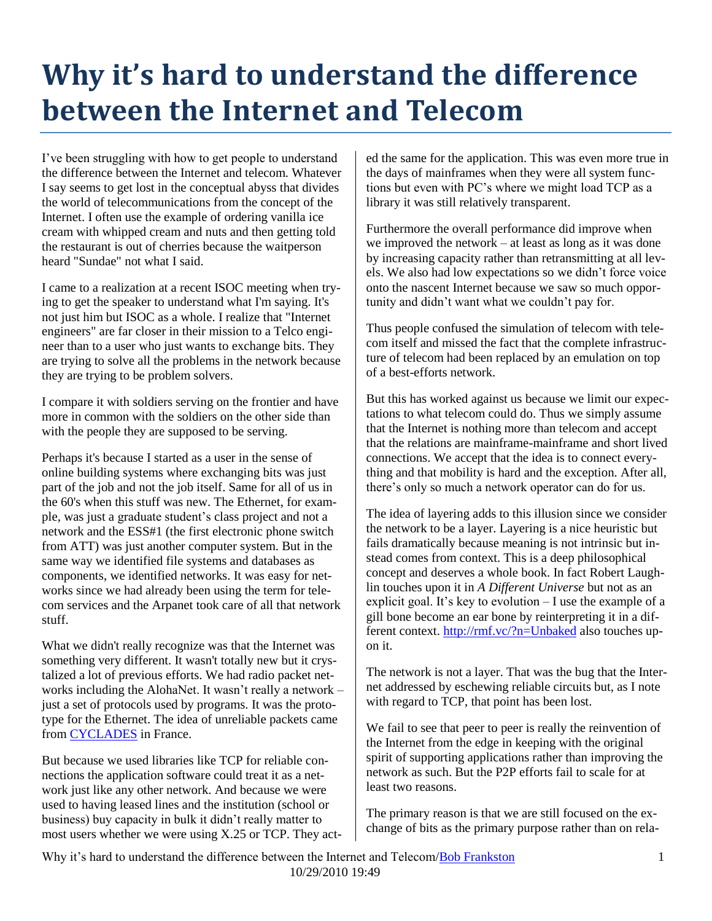# Why it's hard to understand the difference between the Internet and Telecom

I've been struggling with how to get people to understand the difference between the Internet and telecom. Whatever I say seems to get lost in the conceptual abyss that divides the world of telecommunications from the concept of the Internet. I often use the example of ordering vanilla ice cream with whipped cream and nuts and then getting told the restaurant is out of cherries because the waitperson heard "Sundae" not what I said.

I came to a realization at a recent ISOC meeting when trying to get the speaker to understand what I'm saying. It's not just him but ISOC as a whole. I realize that "Internet engineers" are far closer in their mission to a Telco engineer than to a user who just wants to exchange bits. They are trying to solve all the problems in the network because they are trying to be problem solvers.

I compare it with soldiers serving on the frontier and have more in common with the soldiers on the other side than with the people they are supposed to be serving.

Perhaps it's because I started as a user in the sense of online building systems where exchanging bits was just part of the job and not the job itself. Same for all of us in the 60's when this stuff was new. The Ethernet, for example, was just a graduate student's class project and not a network and the ESS#1 (the first electronic phone switch from ATT) was just another computer system. But in the same way we identified file systems and databases as components, we identified networks. It was easy for networks since we had already been using the term for telecom services and the Arpanet took care of all that network stuff.

What we didn't really recognize was that the Internet was something very different. It wasn't totally new but it crystalized a lot of previous efforts. We had radio packet networks including the AlohaNet. It wasn't really a network – just a set of protocols used by programs. It was the prototype for the Ethernet. The idea of unreliable packets came from CYCLADES in France.

But because we used libraries like TCP for reliable connections the application software could treat it as a network just like any other network. And because we were used to having leased lines and the institution (school or business) buy capacity in bulk it didn't really matter to most users whether we were using X.25 or TCP. They acted the same for the application. This was even more true in the days of mainframes when they were all system functions but even with PC's where we might load TCP as a library it was still relatively transparent.

Furthermore the overall performance did improve when we improved the network – at least as long as it was done by increasing capacity rather than retransmitting at all levels. We also had low expectations so we didn't force voice onto the nascent Internet because we saw so much opportunity and didn't want what we couldn't pay for.

Thus people confused the simulation of telecom with telecom itself and missed the fact that the complete infrastructure of telecom had been replaced by an emulation on top of a best-efforts network.

But this has worked against us because we limit our expectations to what telecom could do. Thus we simply assume that the Internet is nothing more than telecom and accept that the relations are mainframe-mainframe and short lived connections. We accept that the idea is to connect everything and that mobility is hard and the exception. After all, there's only so much a network operator can do for us.

The idea of layering adds to this illusion since we consider the network to be a layer. Layering is a nice heuristic but fails dramatically because meaning is not intrinsic but instead comes from context. This is a deep philosophical concept and deserves a whole book. In fact Robert Laughlin touches upon it in *A Different Universe* but not as an explicit goal. It's key to evolution – I use the example of a gill bone become an ear bone by reinterpreting it in a different context. http://rmf.vc/?n=Unbaked also touches upon it.

The network is not a layer. That was the bug that the Internet addressed by eschewing reliable circuits but, as I note with regard to TCP, that point has been lost.

We fail to see that peer to peer is really the reinvention of the Internet from the edge in keeping with the original spirit of supporting applications rather than improving the network as such. But the P2P efforts fail to scale for at least two reasons.

The primary reason is that we are still focused on the exchange of bits as the primary purpose rather than on rela-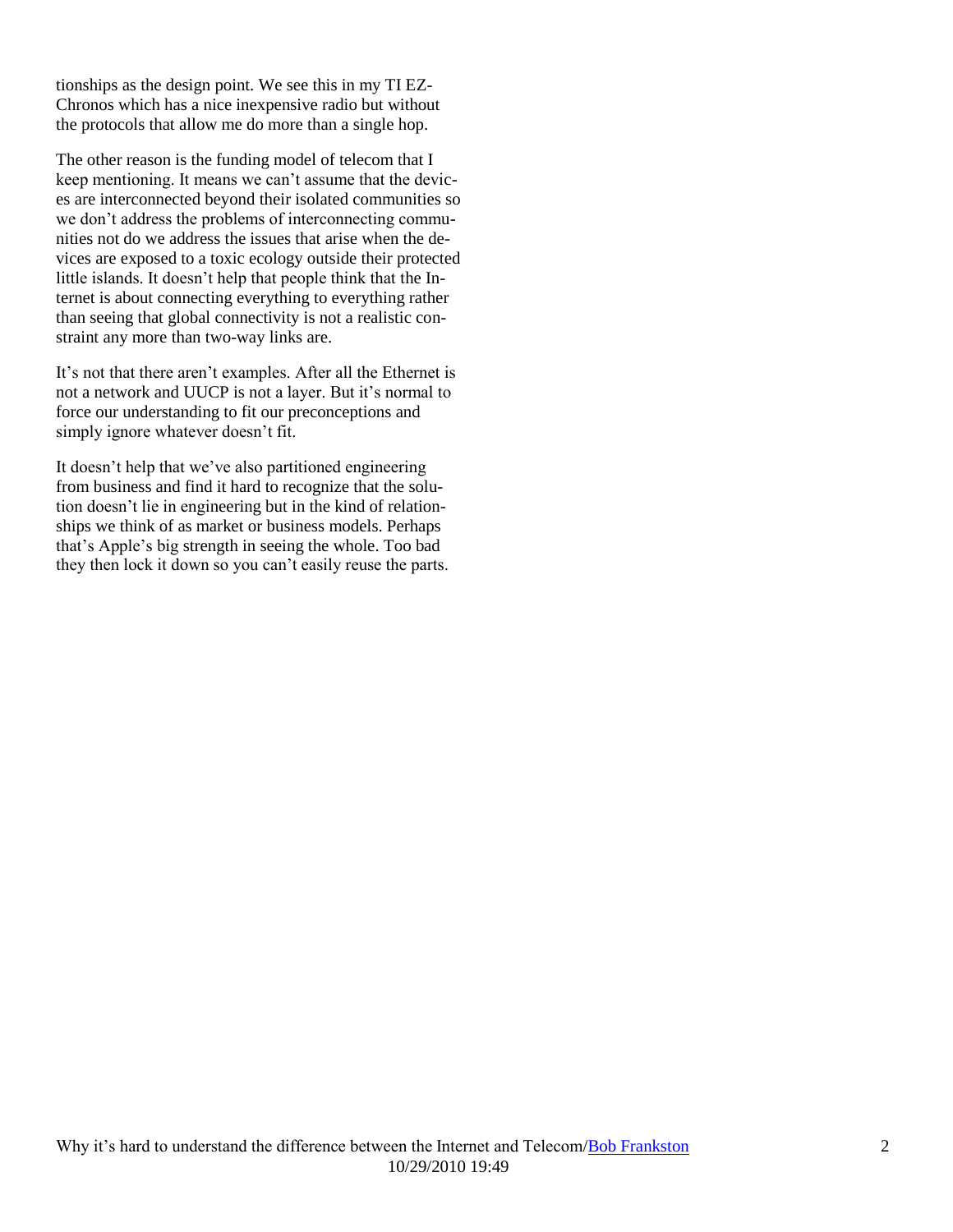tionships as the design point. We see this in my TI EZ-Chronos which has a nice inexpensive radio but without the protocols that allow me do more than a single hop.

The other reason is the funding model of telecom that I keep mentioning. It means we can't assume that the devices are interconnected beyond their isolated communities so we don't address the problems of interconnecting communities not do we address the issues that arise when the devices are exposed to a toxic ecology outside their protected little islands. It doesn't help that people think that the Internet is about connecting everything to everything rather than seeing that global connectivity is not a realistic constraint any more than two-way links are.

It's not that there aren't examples. After all the Ethernet is not a network and UUCP is not a layer. But it's normal to force our understanding to fit our preconceptions and simply ignore whatever doesn't fit.

It doesn't help that we've also partitioned engineering from business and find it hard to recognize that the solution doesn't lie in engineering but in the kind of relationships we think of as market or business models. Perhaps that's Apple's big strength in seeing the whole. Too bad they then lock it down so you can't easily reuse the parts.